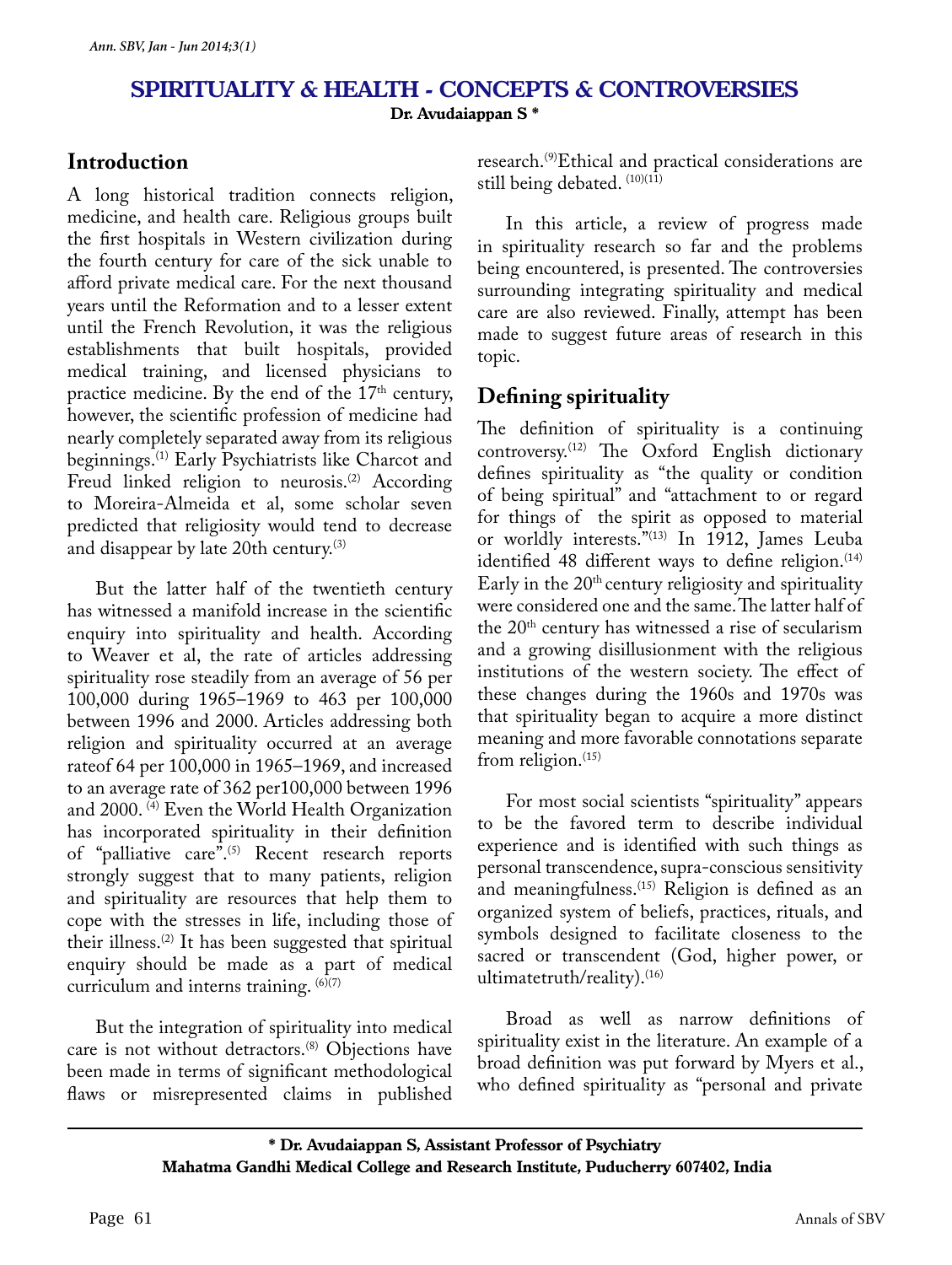# SPIRITUALITY & HEALTH - CONCEPTS & CONTROVERSIES

**Dr. Avudaiappan S \***

## Introduction

A long historical tradition connects religion, medicine, and health care. Religious groups built the first hospitals in Western civilization during the fourth century for care of the sick unable to afford private medical care. For the next thousand years until the Reformation and to a lesser extent until the French Revolution, it was the religious establishments that built hospitals, provided medical training, and licensed physicians to practice medicine. By the end of the 17th century, however, the scientific profession of medicine had nearly completely separated away from its religious beginnings.[1] Early Psychiatrists like Charcot and Freud linked religion to neurosis.[2] According to Moreira-Almeida et al, some scholar seven predicted that religiosity would tend to decrease and disappear by late 20th century.[3]

But the latter half of the twentieth century has witnessed a manifold increase in the scientific enquiry into spirituality and health. According to Weaver et al, the rate of articles addressing spirituality rose steadily from an average of 56 per 100,000 during 1965–1969 to 463 per 100,000 between 1996 and 2000. Articles addressing both religion and spirituality occurred at an average rateof 64 per 100,000 in 1965–1969, and increased to an average rate of 362 per100,000 between 1996 and 2000. [4] Even the World Health Organization has incorporated spirituality in their definition of "palliative care".[5] Recent research reports strongly suggest that to many patients, religion and spirituality are resources that help them to cope with the stresses in life, including those of their illness.[2] It has been suggested that spiritual enquiry should be made as a part of medical curriculum and interns training. [6][7]

But the integration of spirituality into medical care is not without detractors.[8] Objections have been made in terms of significant methodological flaws or misrepresented claims in published research.[9]Ethical and practical considerations are still being debated. [10][11]

In this article, a review of progress made in spirituality research so far and the problems being encountered, is presented. The controversies surrounding integrating spirituality and medical care are also reviewed. Finally, attempt has been made to suggest future areas of research in this topic.

## Defining spirituality

The definition of spirituality is a continuing controversy.[12] The Oxford English dictionary defines spirituality as "the quality or condition of being spiritual" and "attachment to or regard for things of the spirit as opposed to material or worldly interests."[13] In 1912, James Leuba identified 48 different ways to define religion.[14] Early in the 20th century religiosity and spirituality were considered one and the same. The latter half of the 20th century has witnessed a rise of secularism and a growing disillusionment with the religious institutions of the western society. The effect of these changes during the 1960s and 1970s was that spirituality began to acquire a more distinct meaning and more favorable connotations separate from religion.[15]

For most social scientists "spirituality" appears to be the favored term to describe individual experience and is identified with such things as personal transcendence, supra-conscious sensitivity and meaningfulness.[15] Religion is defined as an organized system of beliefs, practices, rituals, and symbols designed to facilitate closeness to the sacred or transcendent (God, higher power, or ultimatetruth/reality).[16]

Broad as well as narrow definitions of spirituality exist in the literature. An example of a broad definition was put forward by Myers et al., who defined spirituality as "personal and private

---

**\* Dr. Avudaiappan S, Assistant Professor of Psychiatry**
**Mahatma Gandhi Medical College and Research Institute, Puducherry 607402, India**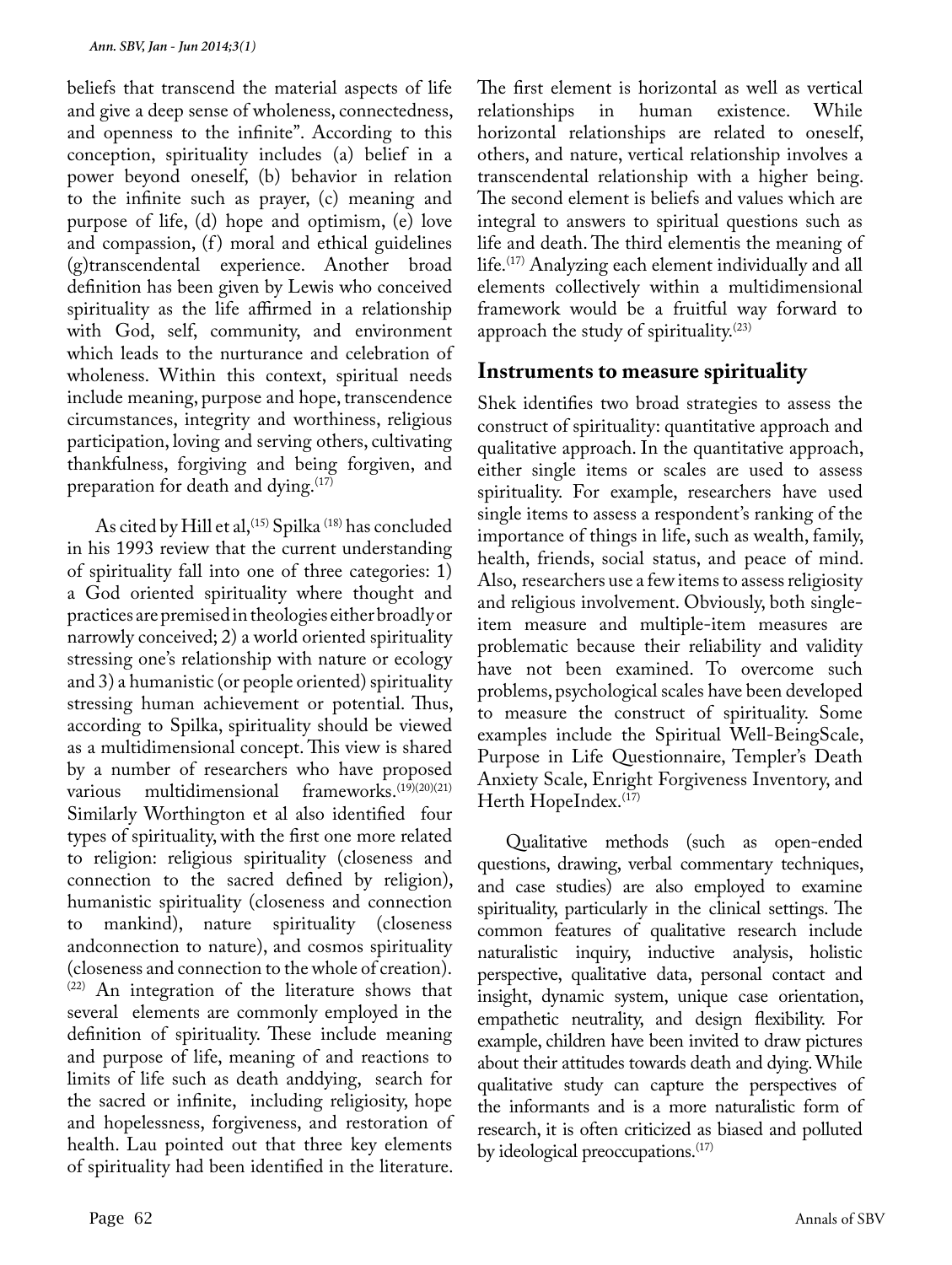beliefs that transcend the material aspects of life and give a deep sense of wholeness, connectedness, and openness to the infinite". According to this conception, spirituality includes (a) belief in a power beyond oneself, (b) behavior in relation to the infinite such as prayer, (c) meaning and purpose of life, (d) hope and optimism, (e) love and compassion, (f) moral and ethical guidelines (g)transcendental experience. Another broad definition has been given by Lewis who conceived spirituality as the life affirmed in a relationship with God, self, community, and environment which leads to the nurturance and celebration of wholeness. Within this context, spiritual needs include meaning, purpose and hope, transcendence circumstances, integrity and worthiness, religious participation, loving and serving others, cultivating thankfulness, forgiving and being forgiven, and preparation for death and dying.[17]

As cited by Hill et al,[15] Spilka [18] has concluded in his 1993 review that the current understanding of spirituality fall into one of three categories: 1) a God oriented spirituality where thought and practices are premised in theologies either broadly or narrowly conceived; 2) a world oriented spirituality stressing one's relationship with nature or ecology and 3) a humanistic (or people oriented) spirituality stressing human achievement or potential. Thus, according to Spilka, spirituality should be viewed as a multidimensional concept. This view is shared by a number of researchers who have proposed various multidimensional frameworks.[19][20][21] Similarly Worthington et al also identified four types of spirituality, with the first one more related to religion: religious spirituality (closeness and connection to the sacred defined by religion), humanistic spirituality (closeness and connection to mankind), nature spirituality (closeness andconnection to nature), and cosmos spirituality (closeness and connection to the whole of creation).[22] An integration of the literature shows that several elements are commonly employed in the definition of spirituality. These include meaning and purpose of life, meaning of and reactions to limits of life such as death anddying, search for the sacred or infinite, including religiosity, hope and hopelessness, forgiveness, and restoration of health. Lau pointed out that three key elements of spirituality had been identified in the literature. The first element is horizontal as well as vertical relationships in human existence. While horizontal relationships are related to oneself, others, and nature, vertical relationship involves a transcendental relationship with a higher being. The second element is beliefs and values which are integral to answers to spiritual questions such as life and death. The third elementis the meaning of life.[17] Analyzing each element individually and all elements collectively within a multidimensional framework would be a fruitful way forward to approach the study of spirituality.[23]

## Instruments to measure spirituality

Shek identifies two broad strategies to assess the construct of spirituality: quantitative approach and qualitative approach. In the quantitative approach, either single items or scales are used to assess spirituality. For example, researchers have used single items to assess a respondent's ranking of the importance of things in life, such as wealth, family, health, friends, social status, and peace of mind. Also, researchers use a few items to assess religiosity and religious involvement. Obviously, both single-item measure and multiple-item measures are problematic because their reliability and validity have not been examined. To overcome such problems, psychological scales have been developed to measure the construct of spirituality. Some examples include the Spiritual Well-BeingScale, Purpose in Life Questionnaire, Templer's Death Anxiety Scale, Enright Forgiveness Inventory, and Herth HopeIndex.[17]

Qualitative methods (such as open-ended questions, drawing, verbal commentary techniques, and case studies) are also employed to examine spirituality, particularly in the clinical settings. The common features of qualitative research include naturalistic inquiry, inductive analysis, holistic perspective, qualitative data, personal contact and insight, dynamic system, unique case orientation, empathetic neutrality, and design flexibility. For example, children have been invited to draw pictures about their attitudes towards death and dying. While qualitative study can capture the perspectives of the informants and is a more naturalistic form of research, it is often criticized as biased and polluted by ideological preoccupations.[17]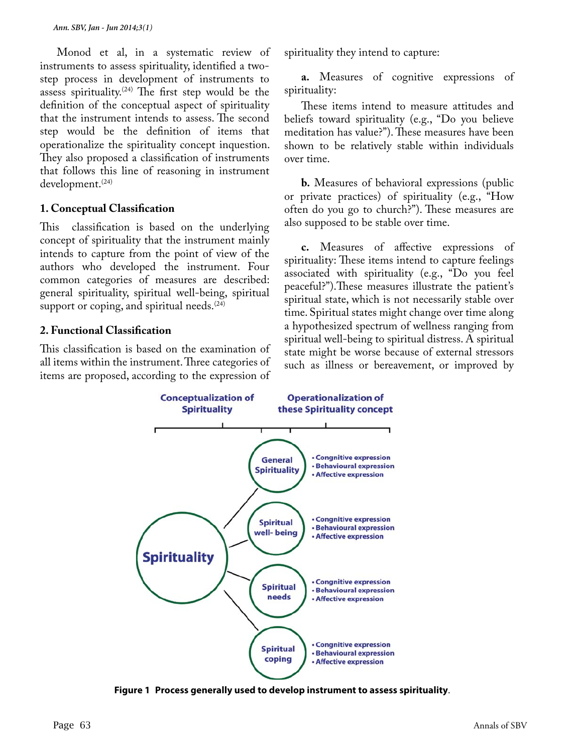Monod et al, in a systematic review of instruments to assess spirituality, identified a two-step process in development of instruments to assess spirituality.[24] The first step would be the definition of the conceptual aspect of spirituality that the instrument intends to assess. The second step would be the definition of items that operationalize the spirituality concept inquestion. They also proposed a classification of instruments that follows this line of reasoning in instrument development.[24]

### 1. Conceptual Classification

This classification is based on the underlying concept of spirituality that the instrument mainly intends to capture from the point of view of the authors who developed the instrument. Four common categories of measures are described: general spirituality, spiritual well-being, spiritual support or coping, and spiritual needs.[24]

### 2. Functional Classification

This classification is based on the examination of all items within the instrument. Three categories of items are proposed, according to the expression of spirituality they intend to capture:

**a.** Measures of cognitive expressions of spirituality:

These items intend to measure attitudes and beliefs toward spirituality (e.g., "Do you believe meditation has value?"). These measures have been shown to be relatively stable within individuals over time.

**b.** Measures of behavioral expressions (public or private practices) of spirituality (e.g., "How often do you go to church?"). These measures are also supposed to be stable over time.

**c.** Measures of affective expressions of spirituality: These items intend to capture feelings associated with spirituality (e.g., "Do you feel peaceful?").These measures illustrate the patient's spiritual state, which is not necessarily stable over time. Spiritual states might change over time along a hypothesized spectrum of wellness ranging from spiritual well-being to spiritual distress. A spiritual state might be worse because of external stressors such as illness or bereavement, or improved by

**Figure 1 Process generally used to develop instrument to assess spirituality**.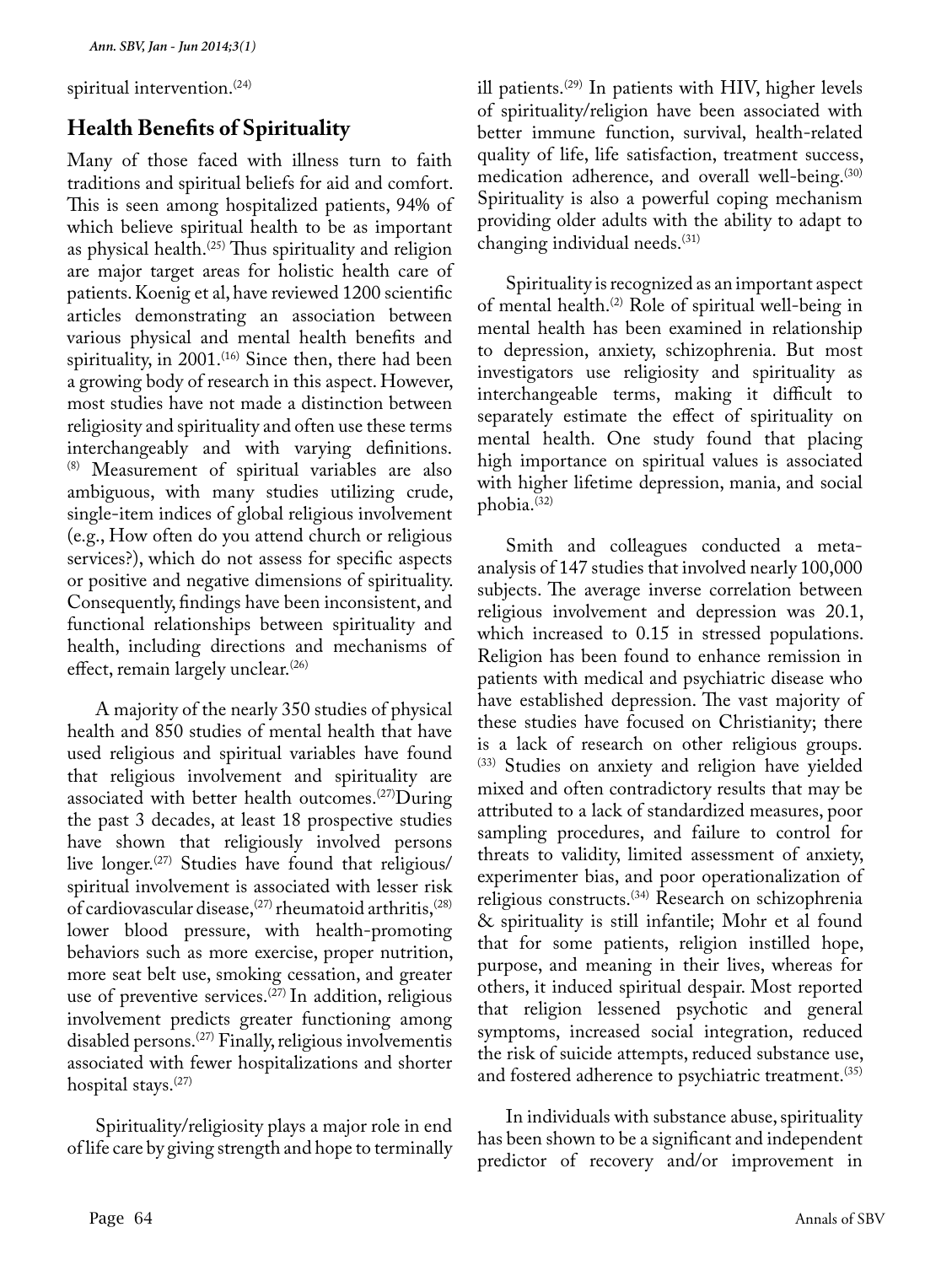spiritual intervention.[24]

## Health Benefits of Spirituality

Many of those faced with illness turn to faith traditions and spiritual beliefs for aid and comfort. This is seen among hospitalized patients, 94% of which believe spiritual health to be as important as physical health.[25] Thus spirituality and religion are major target areas for holistic health care of patients. Koenig et al, have reviewed 1200 scientific articles demonstrating an association between various physical and mental health benefits and spirituality, in 2001.[16] Since then, there had been a growing body of research in this aspect. However, most studies have not made a distinction between religiosity and spirituality and often use these terms interchangeably and with varying definitions.[8] Measurement of spiritual variables are also ambiguous, with many studies utilizing crude, single-item indices of global religious involvement (e.g., How often do you attend church or religious services?), which do not assess for specific aspects or positive and negative dimensions of spirituality. Consequently, findings have been inconsistent, and functional relationships between spirituality and health, including directions and mechanisms of effect, remain largely unclear.[26]

A majority of the nearly 350 studies of physical health and 850 studies of mental health that have used religious and spiritual variables have found that religious involvement and spirituality are associated with better health outcomes.[27]During the past 3 decades, at least 18 prospective studies have shown that religiously involved persons live longer.[27] Studies have found that religious/spiritual involvement is associated with lesser risk of cardiovascular disease,[27] rheumatoid arthritis,[28] lower blood pressure, with health-promoting behaviors such as more exercise, proper nutrition, more seat belt use, smoking cessation, and greater use of preventive services.[27] In addition, religious involvement predicts greater functioning among disabled persons.[27] Finally, religious involvementis associated with fewer hospitalizations and shorter hospital stays.[27]

Spirituality/religiosity plays a major role in end of life care by giving strength and hope to terminally ill patients.[29] In patients with HIV, higher levels of spirituality/religion have been associated with better immune function, survival, health-related quality of life, life satisfaction, treatment success, medication adherence, and overall well-being.[30] Spirituality is also a powerful coping mechanism providing older adults with the ability to adapt to changing individual needs.[31]

Spirituality is recognized as an important aspect of mental health.[2] Role of spiritual well-being in mental health has been examined in relationship to depression, anxiety, schizophrenia. But most investigators use religiosity and spirituality as interchangeable terms, making it difficult to separately estimate the effect of spirituality on mental health. One study found that placing high importance on spiritual values is associated with higher lifetime depression, mania, and social phobia.[32]

Smith and colleagues conducted a meta-analysis of 147 studies that involved nearly 100,000 subjects. The average inverse correlation between religious involvement and depression was 20.1, which increased to 0.15 in stressed populations. Religion has been found to enhance remission in patients with medical and psychiatric disease who have established depression. The vast majority of these studies have focused on Christianity; there is a lack of research on other religious groups.[33] Studies on anxiety and religion have yielded mixed and often contradictory results that may be attributed to a lack of standardized measures, poor sampling procedures, and failure to control for threats to validity, limited assessment of anxiety, experimenter bias, and poor operationalization of religious constructs.[34] Research on schizophrenia & spirituality is still infantile; Mohr et al found that for some patients, religion instilled hope, purpose, and meaning in their lives, whereas for others, it induced spiritual despair. Most reported that religion lessened psychotic and general symptoms, increased social integration, reduced the risk of suicide attempts, reduced substance use, and fostered adherence to psychiatric treatment.[35]

In individuals with substance abuse, spirituality has been shown to be a significant and independent predictor of recovery and/or improvement in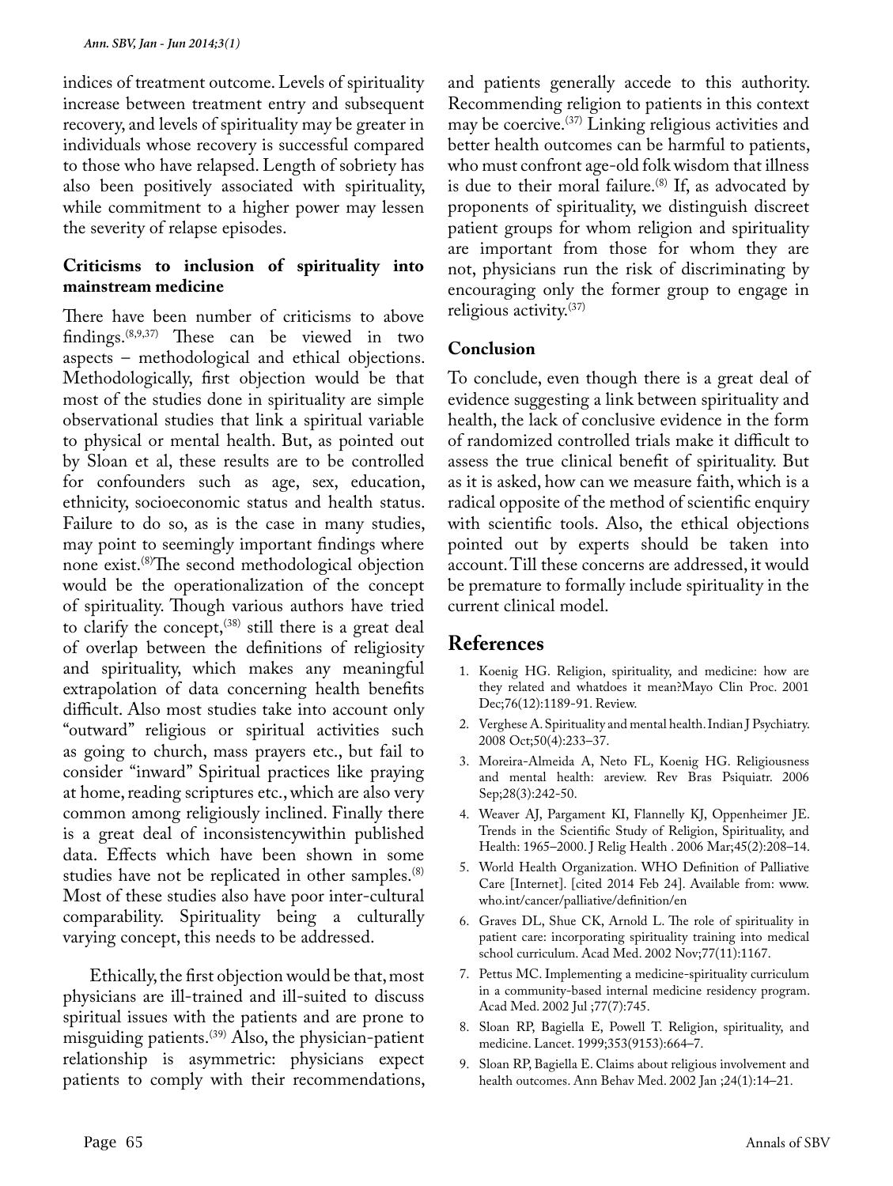indices of treatment outcome. Levels of spirituality increase between treatment entry and subsequent recovery, and levels of spirituality may be greater in individuals whose recovery is successful compared to those who have relapsed. Length of sobriety has also been positively associated with spirituality, while commitment to a higher power may lessen the severity of relapse episodes.

### Criticisms to inclusion of spirituality into mainstream medicine

There have been number of criticisms to above findings.[8,9,37] These can be viewed in two aspects – methodological and ethical objections. Methodologically, first objection would be that most of the studies done in spirituality are simple observational studies that link a spiritual variable to physical or mental health. But, as pointed out by Sloan et al, these results are to be controlled for confounders such as age, sex, education, ethnicity, socioeconomic status and health status. Failure to do so, as is the case in many studies, may point to seemingly important findings where none exist.[8]The second methodological objection would be the operationalization of the concept of spirituality. Though various authors have tried to clarify the concept,[38] still there is a great deal of overlap between the definitions of religiosity and spirituality, which makes any meaningful extrapolation of data concerning health benefits difficult. Also most studies take into account only "outward" religious or spiritual activities such as going to church, mass prayers etc., but fail to consider "inward" Spiritual practices like praying at home, reading scriptures etc., which are also very common among religiously inclined. Finally there is a great deal of inconsistencywithin published data. Effects which have been shown in some studies have not been replicated in other samples.[8] Most of these studies also have poor inter-cultural comparability. Spirituality being a culturally varying concept, this needs to be addressed.

Ethically, the first objection would be that, most physicians are ill-trained and ill-suited to discuss spiritual issues with the patients and are prone to misguiding patients.[39] Also, the physician-patient relationship is asymmetric: physicians expect patients to comply with their recommendations, and patients generally accede to this authority. Recommending religion to patients in this context may be coercive.[37] Linking religious activities and better health outcomes can be harmful to patients, who must confront age-old folk wisdom that illness is due to their moral failure.[8] If, as advocated by proponents of spirituality, we distinguish discreet patient groups for whom religion and spirituality are important from those for whom they are not, physicians run the risk of discriminating by encouraging only the former group to engage in religious activity.[37]

### Conclusion

To conclude, even though there is a great deal of evidence suggesting a link between spirituality and health, the lack of conclusive evidence in the form of randomized controlled trials make it difficult to assess the true clinical benefit of spirituality. But as it is asked, how can we measure faith, which is a radical opposite of the method of scientific enquiry with scientific tools. Also, the ethical objections pointed out by experts should be taken into account. Till these concerns are addressed, it would be premature to formally include spirituality in the current clinical model.

## References

1. Koenig HG. Religion, spirituality, and medicine: how are they related and whatdoes it mean?Mayo Clin Proc. 2001 Dec;76(12):1189-91. Review.
2. Verghese A. Spirituality and mental health. Indian J Psychiatry. 2008 Oct;50(4):233–37.
3. Moreira-Almeida A, Neto FL, Koenig HG. Religiousness and mental health: areview. Rev Bras Psiquiatr. 2006 Sep;28(3):242-50.
4. Weaver AJ, Pargament KI, Flannelly KJ, Oppenheimer JE. Trends in the Scientific Study of Religion, Spirituality, and Health: 1965–2000. J Relig Health . 2006 Mar;45(2):208–14.
5. World Health Organization. WHO Definition of Palliative Care [Internet]. [cited 2014 Feb 24]. Available from: www.who.int/cancer/palliative/definition/en
6. Graves DL, Shue CK, Arnold L. The role of spirituality in patient care: incorporating spirituality training into medical school curriculum. Acad Med. 2002 Nov;77(11):1167.
7. Pettus MC. Implementing a medicine-spirituality curriculum in a community-based internal medicine residency program. Acad Med. 2002 Jul ;77(7):745.
8. Sloan RP, Bagiella E, Powell T. Religion, spirituality, and medicine. Lancet. 1999;353(9153):664–7.
9. Sloan RP, Bagiella E. Claims about religious involvement and health outcomes. Ann Behav Med. 2002 Jan ;24(1):14–21.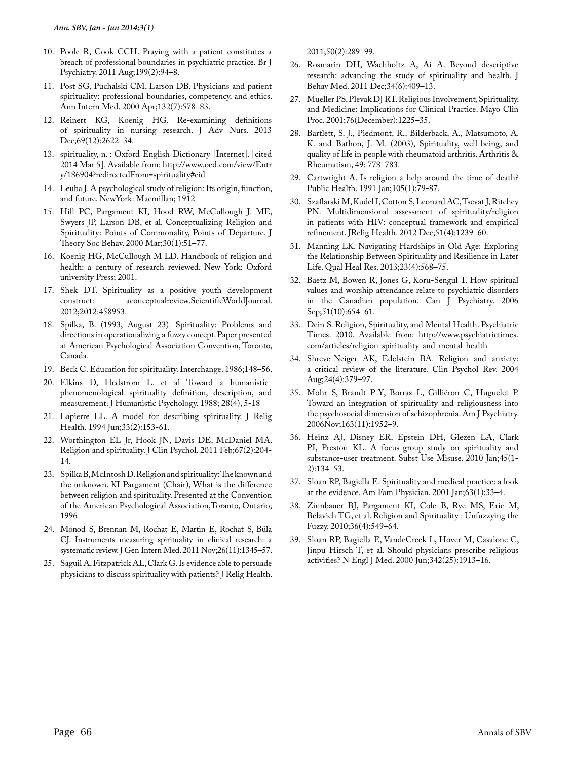10. Poole R, Cook CCH. Praying with a patient constitutes a breach of professional boundaries in psychiatric practice. Br J Psychiatry. 2011 Aug;199(2):94–8.
11. Post SG, Puchalski CM, Larson DB. Physicians and patient spirituality: professional boundaries, competency, and ethics. Ann Intern Med. 2000 Apr;132(7):578–83.
12. Reinert KG, Koenig HG. Re-examining definitions of spirituality in nursing research. J Adv Nurs. 2013 Dec;69(12):2622–34.
13. spirituality, n. : Oxford English Dictionary [Internet]. [cited 2014 Mar 5]. Available from: http://www.oed.com/view/Entry/186904?redirectedFrom=spirituality#eid
14. Leuba J. A psychological study of religion: Its origin, function, and future. NewYork: Macmillan; 1912
15. Hill PC, Pargament KI, Hood RW, McCullough J. ME, Swyers JP, Larson DB, et al. Conceptualizing Religion and Spirituality: Points of Commonality, Points of Departure. J Theory Soc Behav. 2000 Mar;30(1):51–77.
16. Koenig HG, McCullough M LD. Handbook of religion and health: a century of research reviewed. New York: Oxford university Press; 2001.
17. Shek DT. Spirituality as a positive youth development construct: aconceptualreview.ScientificWorldJournal. 2012;2012:458953.
18. Spilka, B. (1993, August 23). Spirituality: Problems and directions in operationalizing a fuzzy concept. Paper presented at American Psychological Association Convention, Toronto, Canada.
19. Beck C. Education for spirituality. Interchange. 1986;148–56.
20. Elkins D, Hedstrom L. et al Toward a humanistic-phenomenological spirituality definition, description, and measurement. J Humanistic Psychology. 1988; 28(4), 5-18
21. Lapierre LL. A model for describing spirituality. J Relig Health. 1994 Jun;33(2):153-61.
22. Worthington EL Jr, Hook JN, Davis DE, McDaniel MA. Religion and spirituality. J Clin Psychol. 2011 Feb;67(2):204-14.
23. Spilka B, McIntosh D. Religion and spirituality: The known and the unknown. KI Pargament (Chair), What is the difference between religion and spirituality. Presented at the Convention of the American Psychological Association,Toranto, Ontario; 1996
24. Monod S, Brennan M, Rochat E, Martin E, Rochat S, Büla CJ. Instruments measuring spirituality in clinical research: a systematic review. J Gen Intern Med. 2011 Nov;26(11):1345–57.
25. Saguil A, Fitzpatrick AL, Clark G. Is evidence able to persuade physicians to discuss spirituality with patients? J Relig Health. 2011;50(2):289–99.
26. Rosmarin DH, Wachholtz A, Ai A. Beyond descriptive research: advancing the study of spirituality and health. J Behav Med. 2011 Dec;34(6):409–13.
27. Mueller PS, Plevak DJ RT. Religious Involvement, Spirituality, and Medicine: Implications for Clinical Practice. Mayo Clin Proc. 2001;76(December):1225–35.
28. Bartlett, S. J., Piedmont, R., Bilderback, A., Matsumoto, A. K. and Bathon, J. M. (2003), Spirituality, well-being, and quality of life in people with rheumatoid arthritis. Arthritis & Rheumatism, 49: 778–783.
29. Cartwright A. Is religion a help around the time of death? Public Health. 1991 Jan;105(1):79-87.
30. Szaflarski M, Kudel I, Cotton S, Leonard AC, Tsevat J, Ritchey PN. Multidimensional assessment of spirituality/religion in patients with HIV: conceptual framework and empirical refinement. JRelig Health. 2012 Dec;51(4):1239–60.
31. Manning LK. Navigating Hardships in Old Age: Exploring the Relationship Between Spirituality and Resilience in Later Life. Qual Heal Res. 2013;23(4):568–75.
32. Baetz M, Bowen R, Jones G, Koru-Sengul T. How spiritual values and worship attendance relate to psychiatric disorders in the Canadian population. Can J Psychiatry. 2006 Sep;51(10):654–61.
33. Dein S. Religion, Spirituality, and Mental Health. Psychiatric Times. 2010. Available from: http://www.psychiatrictimes.com/articles/religion-spirituality-and-mental-health
34. Shreve-Neiger AK, Edelstein BA. Religion and anxiety: a critical review of the literature. Clin Psychol Rev. 2004 Aug;24(4):379–97.
35. Mohr S, Brandt P-Y, Borras L, Gilliéron C, Huguelet P. Toward an integration of spirituality and religiousness into the psychosocial dimension of schizophrenia. Am J Psychiatry. 2006Nov;163(11):1952–9.
36. Heinz AJ, Disney ER, Epstein DH, Glezen LA, Clark PI, Preston KL. A focus-group study on spirituality and substance-user treatment. Subst Use Misuse. 2010 Jan;45(1-2):134–53.
37. Sloan RP, Bagiella E. Spirituality and medical practice: a look at the evidence. Am Fam Physician. 2001 Jan;63(1):33–4.
38. Zinnbauer BJ, Pargament KI, Cole B, Rye MS, Eric M, Belavich TG, et al. Religion and Spirituality : Unfuzzying the Fuzzy. 2010;36(4):549–64.
39. Sloan RP, Bagiella E, VandeCreek L, Hover M, Casalone C, Jinpu Hirsch T, et al. Should physicians prescribe religious activities? N Engl J Med. 2000 Jun;342(25):1913–16.